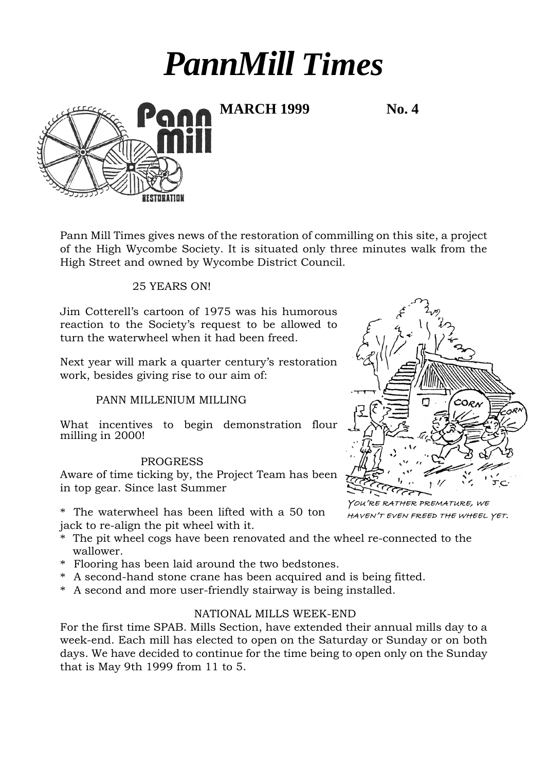# *PannMill Times*

**MARCH 1999** **No. 4**

Pann Mill Times gives news of the restoration of commilling on this site, a project of the High Wycombe Society. It is situated only three minutes walk from the High Street and owned by Wycombe District Council.

25 YEARS ON!

Jim Cotterell's cartoon of 1975 was his humorous reaction to the Society's request to be allowed to turn the waterwheel when it had been freed.

YOU'RE RATHER PREMATURE, WE HAVEN'T EVEN FREED THE WHEEL YET.

Next year will mark a quarter century's restoration work, besides giving rise to our aim of:

PANN MILLENIUM MILLING

What incentives to begin demonstration flour milling in 2000!

PROGRESS

Aware of time ticking by, the Project Team has been in top gear. Since last Summer

* The waterwheel has been lifted with a 50 ton jack to re-align the pit wheel with it.
* The pit wheel cogs have been renovated and the wheel re-connected to the wallower.
* Flooring has been laid around the two bedstones.
* A second-hand stone crane has been acquired and is being fitted.
* A second and more user-friendly stairway is being installed.

NATIONAL MILLS WEEK-END

For the first time SPAB. Mills Section, have extended their annual mills day to a week-end. Each mill has elected to open on the Saturday or Sunday or on both days. We have decided to continue for the time being to open only on the Sunday that is May 9th 1999 from 11 to 5.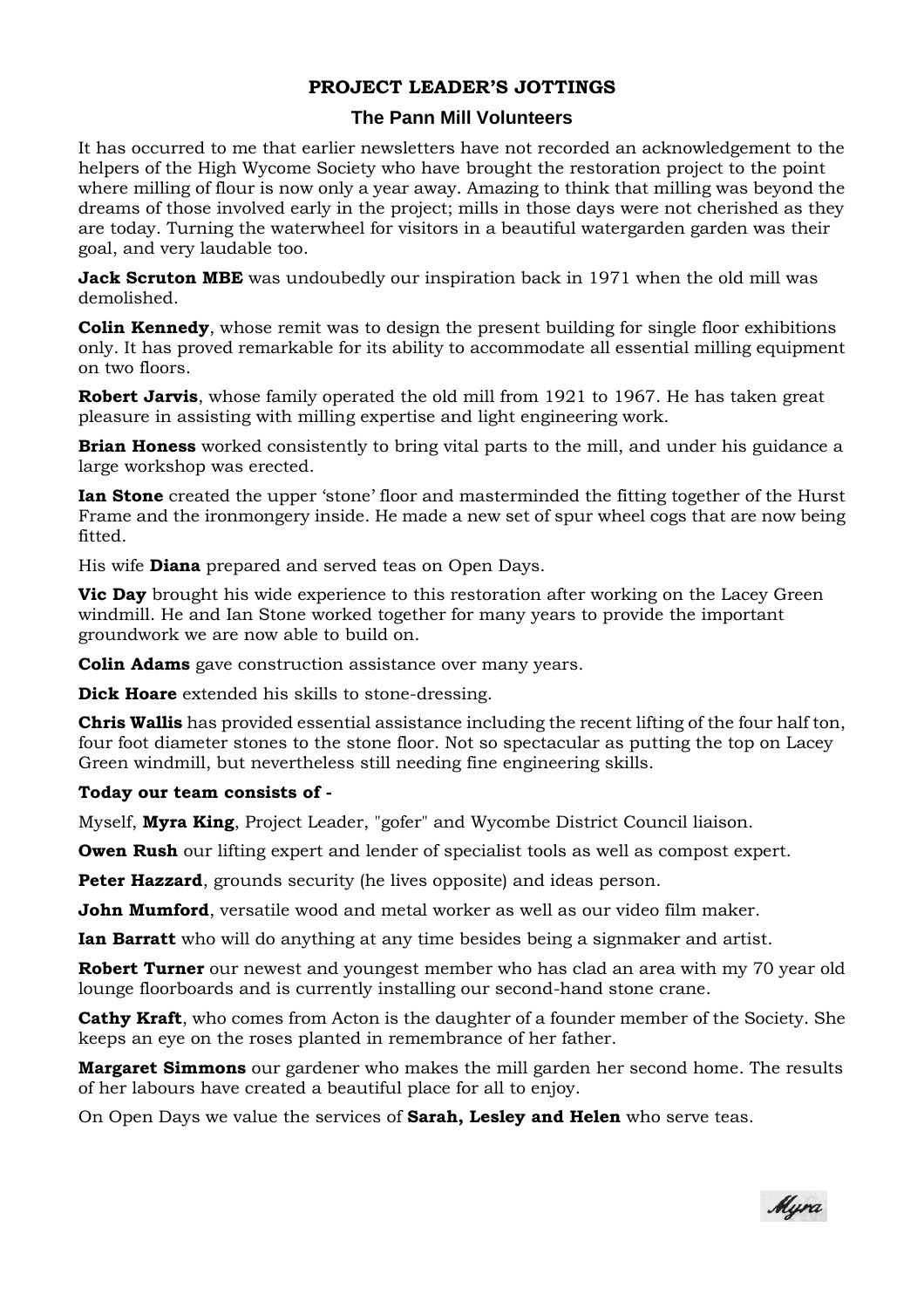## PROJECT LEADER'S JOTTINGS

### The Pann Mill Volunteers

It has occurred to me that earlier newsletters have not recorded an acknowledgement to the helpers of the High Wycome Society who have brought the restoration project to the point where milling of flour is now only a year away. Amazing to think that milling was beyond the dreams of those involved early in the project; mills in those days were not cherished as they are today. Turning the waterwheel for visitors in a beautiful watergarden garden was their goal, and very laudable too.

**Jack Scruton MBE** was undoubedly our inspiration back in 1971 when the old mill was demolished.

**Colin Kennedy**, whose remit was to design the present building for single floor exhibitions only. It has proved remarkable for its ability to accommodate all essential milling equipment on two floors.

**Robert Jarvis**, whose family operated the old mill from 1921 to 1967. He has taken great pleasure in assisting with milling expertise and light engineering work.

**Brian Honess** worked consistently to bring vital parts to the mill, and under his guidance a large workshop was erected.

**Ian Stone** created the upper 'stone' floor and masterminded the fitting together of the Hurst Frame and the ironmongery inside. He made a new set of spur wheel cogs that are now being fitted.

His wife **Diana** prepared and served teas on Open Days.

**Vic Day** brought his wide experience to this restoration after working on the Lacey Green windmill. He and Ian Stone worked together for many years to provide the important groundwork we are now able to build on.

**Colin Adams** gave construction assistance over many years.

**Dick Hoare** extended his skills to stone-dressing.

**Chris Wallis** has provided essential assistance including the recent lifting of the four half ton, four foot diameter stones to the stone floor. Not so spectacular as putting the top on Lacey Green windmill, but nevertheless still needing fine engineering skills.

**Today our team consists of -**

Myself, **Myra King**, Project Leader, "gofer" and Wycombe District Council liaison.

**Owen Rush** our lifting expert and lender of specialist tools as well as compost expert.

**Peter Hazzard**, grounds security (he lives opposite) and ideas person.

**John Mumford**, versatile wood and metal worker as well as our video film maker.

**Ian Barratt** who will do anything at any time besides being a signmaker and artist.

**Robert Turner** our newest and youngest member who has clad an area with my 70 year old lounge floorboards and is currently installing our second-hand stone crane.

**Cathy Kraft**, who comes from Acton is the daughter of a founder member of the Society. She keeps an eye on the roses planted in remembrance of her father.

**Margaret Simmons** our gardener who makes the mill garden her second home. The results of her labours have created a beautiful place for all to enjoy.

On Open Days we value the services of **Sarah, Lesley and Helen** who serve teas.

*Myra*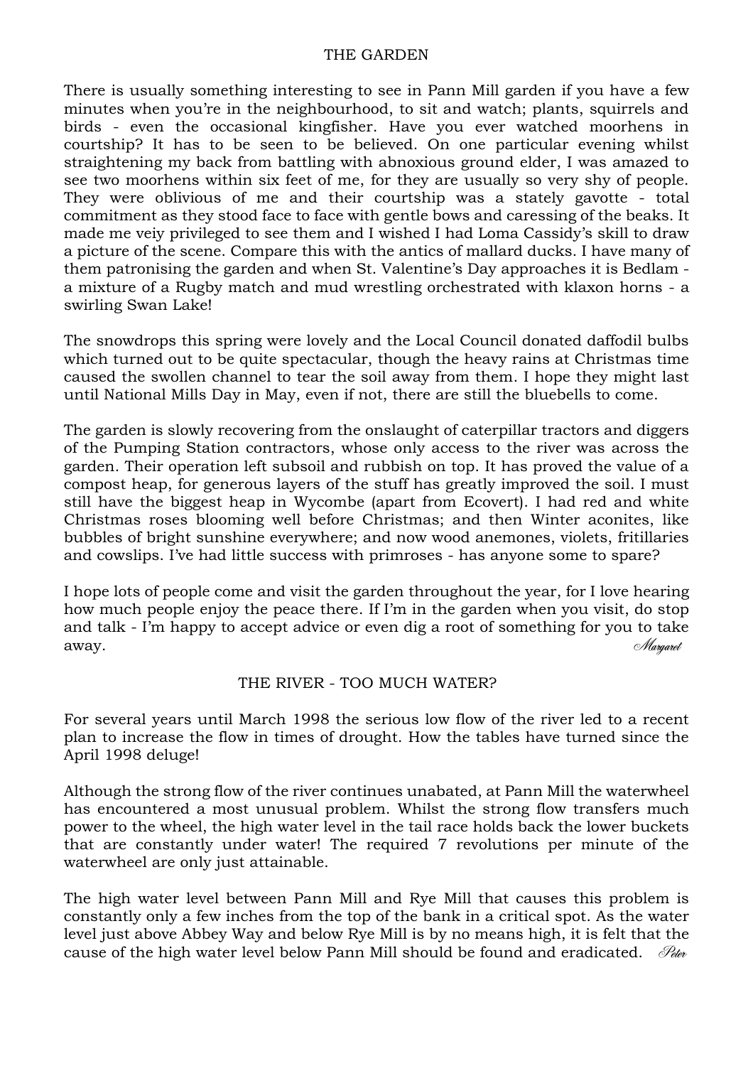## THE GARDEN

There is usually something interesting to see in Pann Mill garden if you have a few minutes when you're in the neighbourhood, to sit and watch; plants, squirrels and birds - even the occasional kingfisher. Have you ever watched moorhens in courtship? It has to be seen to be believed. On one particular evening whilst straightening my back from battling with abnoxious ground elder, I was amazed to see two moorhens within six feet of me, for they are usually so very shy of people. They were oblivious of me and their courtship was a stately gavotte - total commitment as they stood face to face with gentle bows and caressing of the beaks. It made me veiy privileged to see them and I wished I had Loma Cassidy's skill to draw a picture of the scene. Compare this with the antics of mallard ducks. I have many of them patronising the garden and when St. Valentine's Day approaches it is Bedlam - a mixture of a Rugby match and mud wrestling orchestrated with klaxon horns - a swirling Swan Lake!

The snowdrops this spring were lovely and the Local Council donated daffodil bulbs which turned out to be quite spectacular, though the heavy rains at Christmas time caused the swollen channel to tear the soil away from them. I hope they might last until National Mills Day in May, even if not, there are still the bluebells to come.

The garden is slowly recovering from the onslaught of caterpillar tractors and diggers of the Pumping Station contractors, whose only access to the river was across the garden. Their operation left subsoil and rubbish on top. It has proved the value of a compost heap, for generous layers of the stuff has greatly improved the soil. I must still have the biggest heap in Wycombe (apart from Ecovert). I had red and white Christmas roses blooming well before Christmas; and then Winter aconites, like bubbles of bright sunshine everywhere; and now wood anemones, violets, fritillaries and cowslips. I've had little success with primroses - has anyone some to spare?

I hope lots of people come and visit the garden throughout the year, for I love hearing how much people enjoy the peace there. If I'm in the garden when you visit, do stop and talk - I'm happy to accept advice or even dig a root of something for you to take away.

*Margaret*

## THE RIVER - TOO MUCH WATER?

For several years until March 1998 the serious low flow of the river led to a recent plan to increase the flow in times of drought. How the tables have turned since the April 1998 deluge!

Although the strong flow of the river continues unabated, at Pann Mill the waterwheel has encountered a most unusual problem. Whilst the strong flow transfers much power to the wheel, the high water level in the tail race holds back the lower buckets that are constantly under water! The required 7 revolutions per minute of the waterwheel are only just attainable.

The high water level between Pann Mill and Rye Mill that causes this problem is constantly only a few inches from the top of the bank in a critical spot. As the water level just above Abbey Way and below Rye Mill is by no means high, it is felt that the cause of the high water level below Pann Mill should be found and eradicated.

*Peter*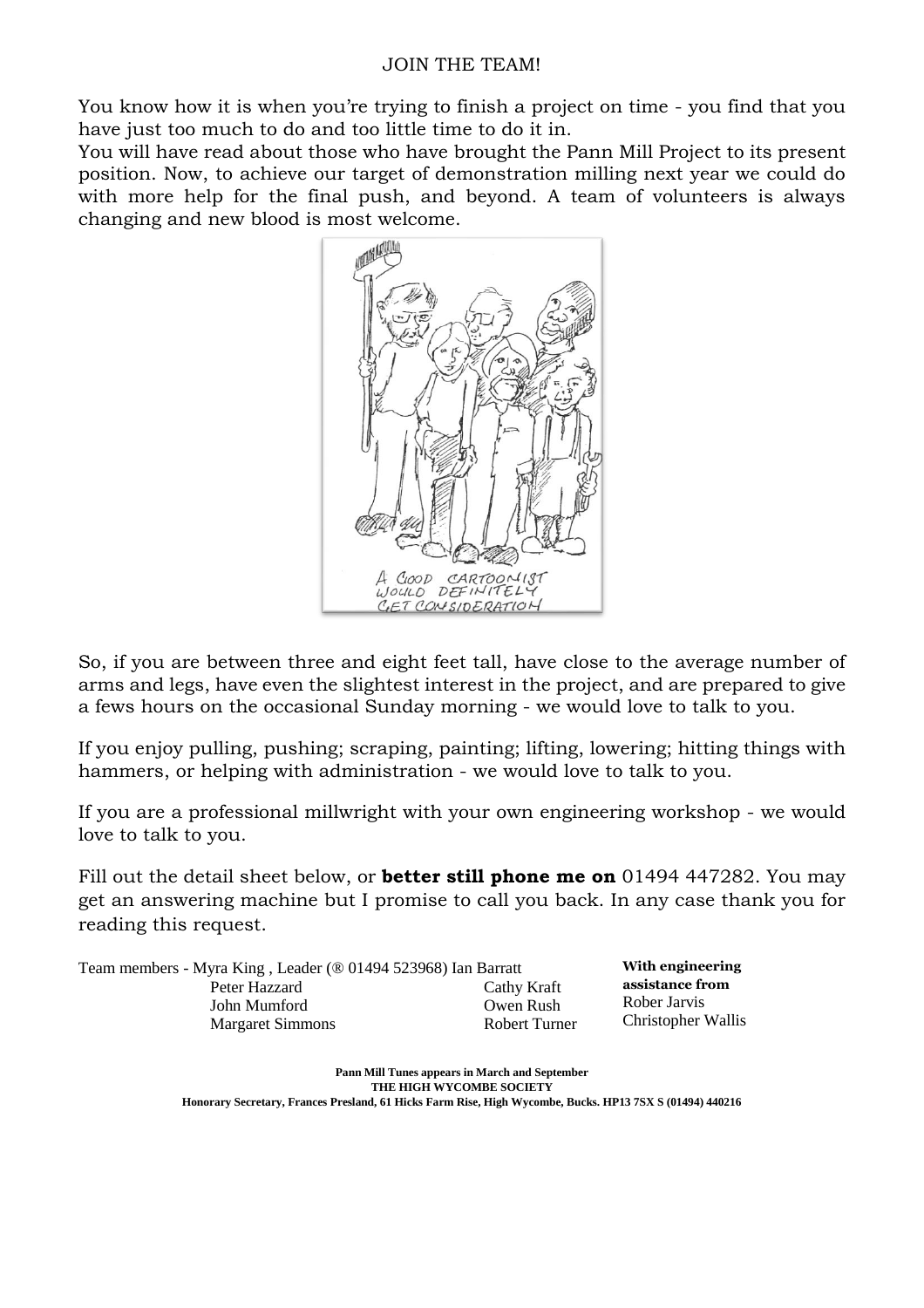# JOIN THE TEAM!

You know how it is when you're trying to finish a project on time - you find that you have just too much to do and too little time to do it in.

You will have read about those who have brought the Pann Mill Project to its present position. Now, to achieve our target of demonstration milling next year we could do with more help for the final push, and beyond. A team of volunteers is always changing and new blood is most welcome.

A GOOD CARTOONIST WOULD DEFINITELY GET CONSIDERATION

So, if you are between three and eight feet tall, have close to the average number of arms and legs, have even the slightest interest in the project, and are prepared to give a fews hours on the occasional Sunday morning - we would love to talk to you.

If you enjoy pulling, pushing; scraping, painting; lifting, lowering; hitting things with hammers, or helping with administration - we would love to talk to you.

If you are a professional millwright with your own engineering workshop - we would love to talk to you.

Fill out the detail sheet below, or **better still phone me on** 01494 447282. You may get an answering machine but I promise to call you back. In any case thank you for reading this request.

Team members - Myra King , Leader (® 01494 523968) Ian Barratt
Peter Hazzard
John Mumford
Margaret Simmons
Cathy Kraft
Owen Rush
Robert Turner

**With engineering assistance from**
Rober Jarvis
Christopher Wallis

**Pann Mill Tunes appears in March and September**
**THE HIGH WYCOMBE SOCIETY**
**Honorary Secretary, Frances Presland, 61 Hicks Farm Rise, High Wycombe, Bucks. HP13 7SX S (01494) 440216**